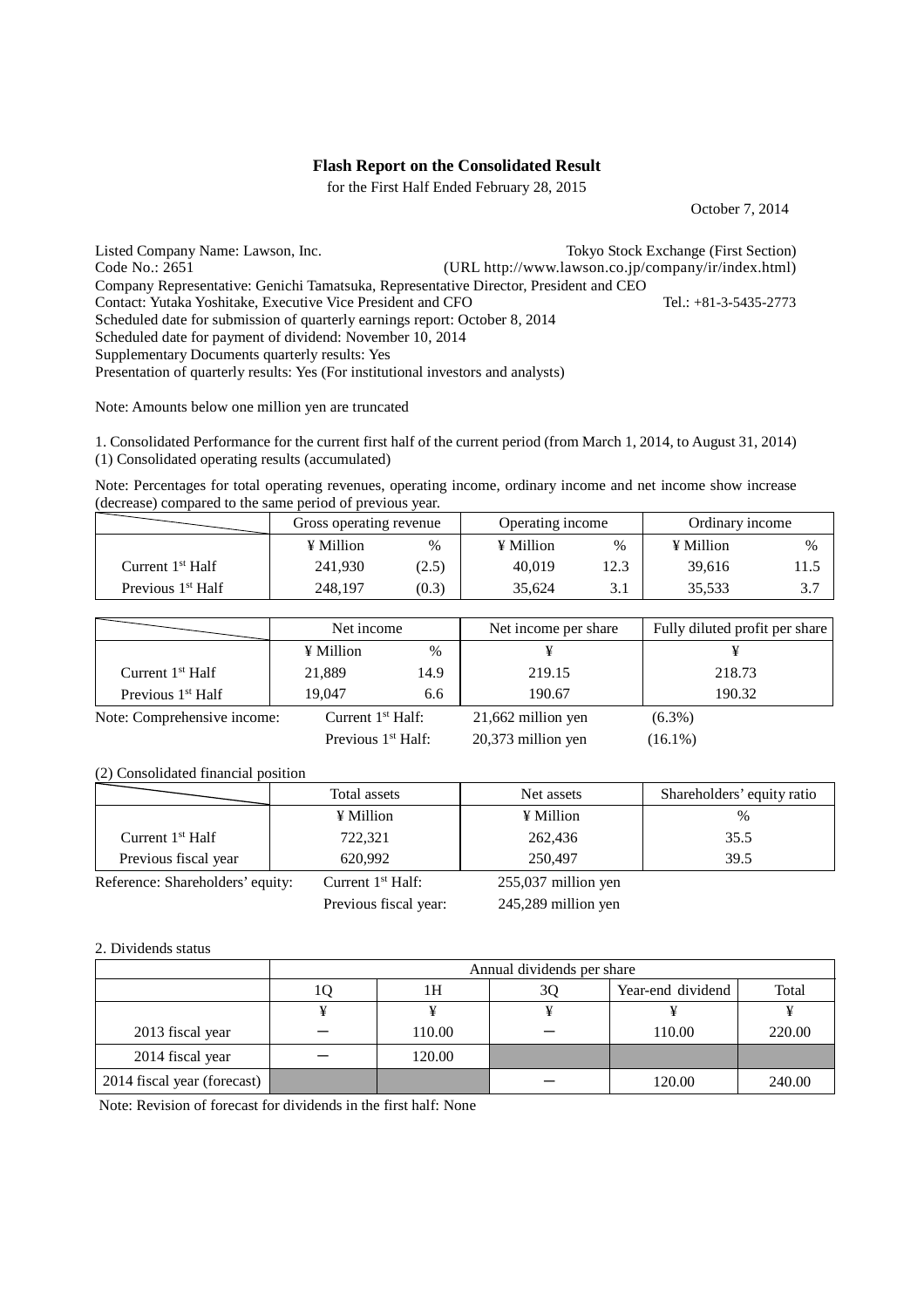# Flash Report on the Consolidated Result

for the First Half Ended February 28, 2015

October 7, 2014

Listed Company Name: Lawson, Inc. Tokyo Stock Exchange (First Section)
Code No.: 2651 (URL http://www.lawson.co.jp/company/ir/index.html)
Company Representative: Genichi Tamatsuka, Representative Director, President and CEO
Contact: Yutaka Yoshitake, Executive Vice President and CFO Tel.: +81-3-5435-2773
Scheduled date for submission of quarterly earnings report: October 8, 2014
Scheduled date for payment of dividend: November 10, 2014
Supplementary Documents quarterly results: Yes
Presentation of quarterly results: Yes (For institutional investors and analysts)

Note: Amounts below one million yen are truncated

1. Consolidated Performance for the current first half of the current period (from March 1, 2014, to August 31, 2014)
(1) Consolidated operating results (accumulated)

Note: Percentages for total operating revenues, operating income, ordinary income and net income show increase (decrease) compared to the same period of previous year.

| | Gross operating revenue | | Operating income | | Ordinary income | |
|---|---|---|---|---|---|---|
| | ¥ Million | % | ¥ Million | % | ¥ Million | % |
| Current 1st Half | 241,930 | (2.5) | 40,019 | 12.3 | 39,616 | 11.5 |
| Previous 1st Half | 248,197 | (0.3) | 35,624 | 3.1 | 35,533 | 3.7 |

| | Net income | | Net income per share | Fully diluted profit per share |
|---|---|---|---|---|
| | ¥ Million | % | ¥ | ¥ |
| Current 1st Half | 21,889 | 14.9 | 219.15 | 218.73 |
| Previous 1st Half | 19,047 | 6.6 | 190.67 | 190.32 |

Note: Comprehensive income: Current 1st Half: 21,662 million yen (6.3%)
Previous 1st Half: 20,373 million yen (16.1%)

(2) Consolidated financial position

| | Total assets | Net assets | Shareholders' equity ratio |
|---|---|---|---|
| | ¥ Million | ¥ Million | % |
| Current 1st Half | 722,321 | 262,436 | 35.5 |
| Previous fiscal year | 620,992 | 250,497 | 39.5 |

Reference: Shareholders' equity: Current 1st Half: 255,037 million yen
Previous fiscal year: 245,289 million yen

2. Dividends status

| | Annual dividends per share | | | | |
|---|---|---|---|---|---|
| | 1Q | 1H | 3Q | Year-end dividend | Total |
| | ¥ | ¥ | ¥ | ¥ | ¥ |
| 2013 fiscal year | － | 110.00 | － | 110.00 | 220.00 |
| 2014 fiscal year | － | 120.00 | | | |
| 2014 fiscal year (forecast) | | | － | 120.00 | 240.00 |

Note: Revision of forecast for dividends in the first half: None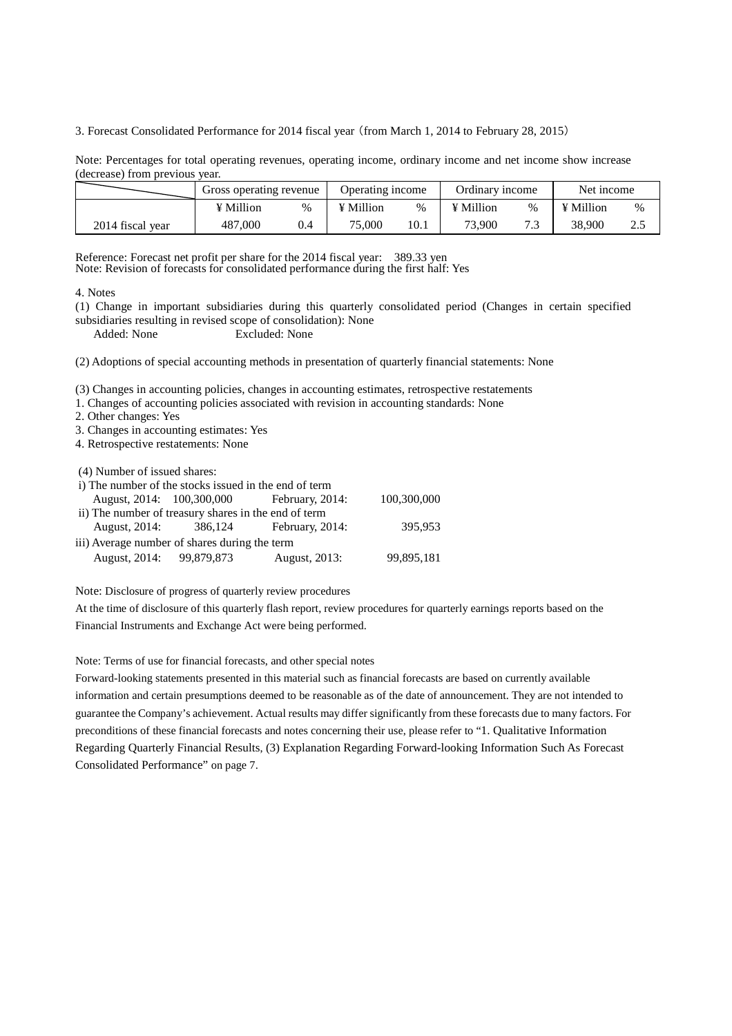3. Forecast Consolidated Performance for 2014 fiscal year（from March 1, 2014 to February 28, 2015）

Note: Percentages for total operating revenues, operating income, ordinary income and net income show increase (decrease) from previous year.

| | Gross operating revenue | | Operating income | | Ordinary income | | Net income | |
|---|---|---|---|---|---|---|---|---|
| | ¥ Million | % | ¥ Million | % | ¥ Million | % | ¥ Million | % |
| 2014 fiscal year | 487,000 | 0.4 | 75,000 | 10.1 | 73,900 | 7.3 | 38,900 | 2.5 |

Reference: Forecast net profit per share for the 2014 fiscal year: 389.33 yen
Note: Revision of forecasts for consolidated performance during the first half: Yes

4. Notes

(1) Change in important subsidiaries during this quarterly consolidated period (Changes in certain specified subsidiaries resulting in revised scope of consolidation): None
Added: None Excluded: None

(2) Adoptions of special accounting methods in presentation of quarterly financial statements: None

(3) Changes in accounting policies, changes in accounting estimates, retrospective restatements
1. Changes of accounting policies associated with revision in accounting standards: None
2. Other changes: Yes
3. Changes in accounting estimates: Yes
4. Retrospective restatements: None

(4) Number of issued shares:

i) The number of the stocks issued in the end of term
August, 2014: 100,300,000 February, 2014: 100,300,000

ii) The number of treasury shares in the end of term
August, 2014: 386,124 February, 2014: 395,953

iii) Average number of shares during the term
August, 2014: 99,879,873 August, 2013: 99,895,181

Note: Disclosure of progress of quarterly review procedures

At the time of disclosure of this quarterly flash report, review procedures for quarterly earnings reports based on the Financial Instruments and Exchange Act were being performed.

Note: Terms of use for financial forecasts, and other special notes

Forward-looking statements presented in this material such as financial forecasts are based on currently available information and certain presumptions deemed to be reasonable as of the date of announcement. They are not intended to guarantee the Company's achievement. Actual results may differ significantly from these forecasts due to many factors. For preconditions of these financial forecasts and notes concerning their use, please refer to "1. Qualitative Information Regarding Quarterly Financial Results, (3) Explanation Regarding Forward-looking Information Such As Forecast Consolidated Performance" on page 7.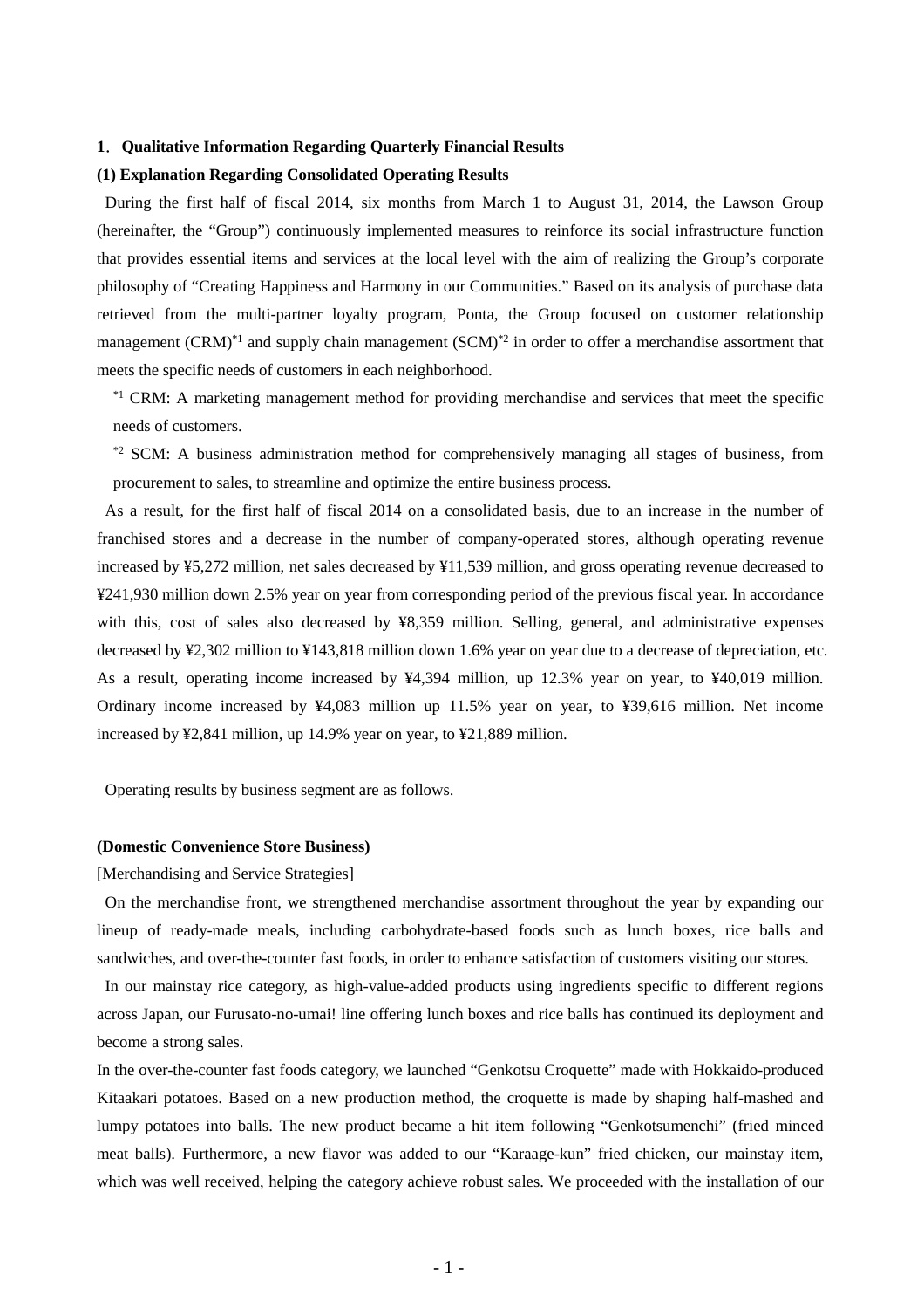## 1. Qualitative Information Regarding Quarterly Financial Results

### (1) Explanation Regarding Consolidated Operating Results

During the first half of fiscal 2014, six months from March 1 to August 31, 2014, the Lawson Group (hereinafter, the "Group") continuously implemented measures to reinforce its social infrastructure function that provides essential items and services at the local level with the aim of realizing the Group's corporate philosophy of "Creating Happiness and Harmony in our Communities." Based on its analysis of purchase data retrieved from the multi-partner loyalty program, Ponta, the Group focused on customer relationship management (CRM)[*1] and supply chain management (SCM)[*2] in order to offer a merchandise assortment that meets the specific needs of customers in each neighborhood.

[*1] CRM: A marketing management method for providing merchandise and services that meet the specific needs of customers.

[*2] SCM: A business administration method for comprehensively managing all stages of business, from procurement to sales, to streamline and optimize the entire business process.

As a result, for the first half of fiscal 2014 on a consolidated basis, due to an increase in the number of franchised stores and a decrease in the number of company-operated stores, although operating revenue increased by ¥5,272 million, net sales decreased by ¥11,539 million, and gross operating revenue decreased to ¥241,930 million down 2.5% year on year from corresponding period of the previous fiscal year. In accordance with this, cost of sales also decreased by ¥8,359 million. Selling, general, and administrative expenses decreased by ¥2,302 million to ¥143,818 million down 1.6% year on year due to a decrease of depreciation, etc. As a result, operating income increased by ¥4,394 million, up 12.3% year on year, to ¥40,019 million. Ordinary income increased by ¥4,083 million up 11.5% year on year, to ¥39,616 million. Net income increased by ¥2,841 million, up 14.9% year on year, to ¥21,889 million.

Operating results by business segment are as follows.

**(Domestic Convenience Store Business)**

[Merchandising and Service Strategies]

On the merchandise front, we strengthened merchandise assortment throughout the year by expanding our lineup of ready-made meals, including carbohydrate-based foods such as lunch boxes, rice balls and sandwiches, and over-the-counter fast foods, in order to enhance satisfaction of customers visiting our stores.

In our mainstay rice category, as high-value-added products using ingredients specific to different regions across Japan, our Furusato-no-umai! line offering lunch boxes and rice balls has continued its deployment and become a strong sales.

In the over-the-counter fast foods category, we launched "Genkotsu Croquette" made with Hokkaido-produced Kitaakari potatoes. Based on a new production method, the croquette is made by shaping half-mashed and lumpy potatoes into balls. The new product became a hit item following "Genkotsumenchi" (fried minced meat balls). Furthermore, a new flavor was added to our "Karaage-kun" fried chicken, our mainstay item, which was well received, helping the category achieve robust sales. We proceeded with the installation of our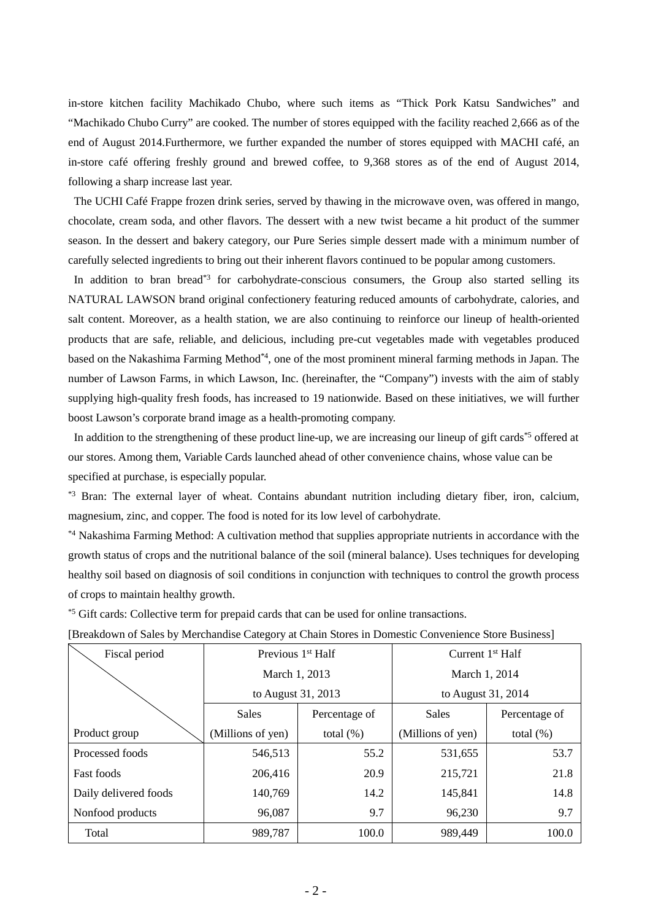in-store kitchen facility Machikado Chubo, where such items as "Thick Pork Katsu Sandwiches" and "Machikado Chubo Curry" are cooked. The number of stores equipped with the facility reached 2,666 as of the end of August 2014.Furthermore, we further expanded the number of stores equipped with MACHI café, an in-store café offering freshly ground and brewed coffee, to 9,368 stores as of the end of August 2014, following a sharp increase last year.

The UCHI Café Frappe frozen drink series, served by thawing in the microwave oven, was offered in mango, chocolate, cream soda, and other flavors. The dessert with a new twist became a hit product of the summer season. In the dessert and bakery category, our Pure Series simple dessert made with a minimum number of carefully selected ingredients to bring out their inherent flavors continued to be popular among customers.

In addition to bran bread[*3] for carbohydrate-conscious consumers, the Group also started selling its NATURAL LAWSON brand original confectionery featuring reduced amounts of carbohydrate, calories, and salt content. Moreover, as a health station, we are also continuing to reinforce our lineup of health-oriented products that are safe, reliable, and delicious, including pre-cut vegetables made with vegetables produced based on the Nakashima Farming Method[*4], one of the most prominent mineral farming methods in Japan. The number of Lawson Farms, in which Lawson, Inc. (hereinafter, the "Company") invests with the aim of stably supplying high-quality fresh foods, has increased to 19 nationwide. Based on these initiatives, we will further boost Lawson's corporate brand image as a health-promoting company.

In addition to the strengthening of these product line-up, we are increasing our lineup of gift cards[*5] offered at our stores. Among them, Variable Cards launched ahead of other convenience chains, whose value can be specified at purchase, is especially popular.

[*3] Bran: The external layer of wheat. Contains abundant nutrition including dietary fiber, iron, calcium, magnesium, zinc, and copper. The food is noted for its low level of carbohydrate.

[*4] Nakashima Farming Method: A cultivation method that supplies appropriate nutrients in accordance with the growth status of crops and the nutritional balance of the soil (mineral balance). Uses techniques for developing healthy soil based on diagnosis of soil conditions in conjunction with techniques to control the growth process of crops to maintain healthy growth.

[*5] Gift cards: Collective term for prepaid cards that can be used for online transactions.

[Breakdown of Sales by Merchandise Category at Chain Stores in Domestic Convenience Store Business]

| Fiscal period / Product group | Previous 1st Half March 1, 2013 to August 31, 2013 | | Current 1st Half March 1, 2014 to August 31, 2014 | |
|---|---|---|---|---|
| | Sales (Millions of yen) | Percentage of total (%) | Sales (Millions of yen) | Percentage of total (%) |
| Processed foods | 546,513 | 55.2 | 531,655 | 53.7 |
| Fast foods | 206,416 | 20.9 | 215,721 | 21.8 |
| Daily delivered foods | 140,769 | 14.2 | 145,841 | 14.8 |
| Nonfood products | 96,087 | 9.7 | 96,230 | 9.7 |
| Total | 989,787 | 100.0 | 989,449 | 100.0 |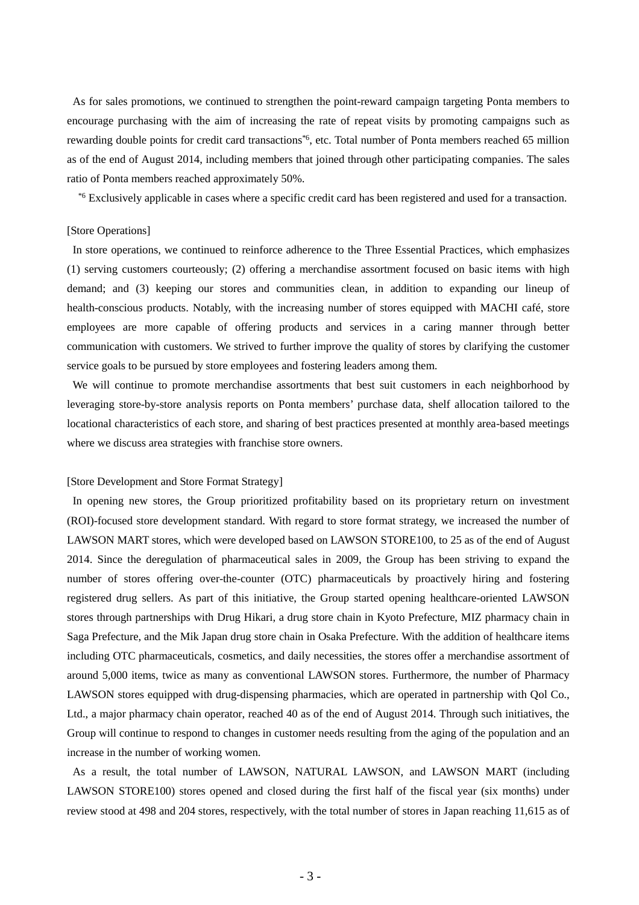As for sales promotions, we continued to strengthen the point-reward campaign targeting Ponta members to encourage purchasing with the aim of increasing the rate of repeat visits by promoting campaigns such as rewarding double points for credit card transactions[*6], etc. Total number of Ponta members reached 65 million as of the end of August 2014, including members that joined through other participating companies. The sales ratio of Ponta members reached approximately 50%.

[*6] Exclusively applicable in cases where a specific credit card has been registered and used for a transaction.

[Store Operations]

In store operations, we continued to reinforce adherence to the Three Essential Practices, which emphasizes (1) serving customers courteously; (2) offering a merchandise assortment focused on basic items with high demand; and (3) keeping our stores and communities clean, in addition to expanding our lineup of health-conscious products. Notably, with the increasing number of stores equipped with MACHI café, store employees are more capable of offering products and services in a caring manner through better communication with customers. We strived to further improve the quality of stores by clarifying the customer service goals to be pursued by store employees and fostering leaders among them.

We will continue to promote merchandise assortments that best suit customers in each neighborhood by leveraging store-by-store analysis reports on Ponta members' purchase data, shelf allocation tailored to the locational characteristics of each store, and sharing of best practices presented at monthly area-based meetings where we discuss area strategies with franchise store owners.

[Store Development and Store Format Strategy]

In opening new stores, the Group prioritized profitability based on its proprietary return on investment (ROI)-focused store development standard. With regard to store format strategy, we increased the number of LAWSON MART stores, which were developed based on LAWSON STORE100, to 25 as of the end of August 2014. Since the deregulation of pharmaceutical sales in 2009, the Group has been striving to expand the number of stores offering over-the-counter (OTC) pharmaceuticals by proactively hiring and fostering registered drug sellers. As part of this initiative, the Group started opening healthcare-oriented LAWSON stores through partnerships with Drug Hikari, a drug store chain in Kyoto Prefecture, MIZ pharmacy chain in Saga Prefecture, and the Mik Japan drug store chain in Osaka Prefecture. With the addition of healthcare items including OTC pharmaceuticals, cosmetics, and daily necessities, the stores offer a merchandise assortment of around 5,000 items, twice as many as conventional LAWSON stores. Furthermore, the number of Pharmacy LAWSON stores equipped with drug-dispensing pharmacies, which are operated in partnership with Qol Co., Ltd., a major pharmacy chain operator, reached 40 as of the end of August 2014. Through such initiatives, the Group will continue to respond to changes in customer needs resulting from the aging of the population and an increase in the number of working women.

As a result, the total number of LAWSON, NATURAL LAWSON, and LAWSON MART (including LAWSON STORE100) stores opened and closed during the first half of the fiscal year (six months) under review stood at 498 and 204 stores, respectively, with the total number of stores in Japan reaching 11,615 as of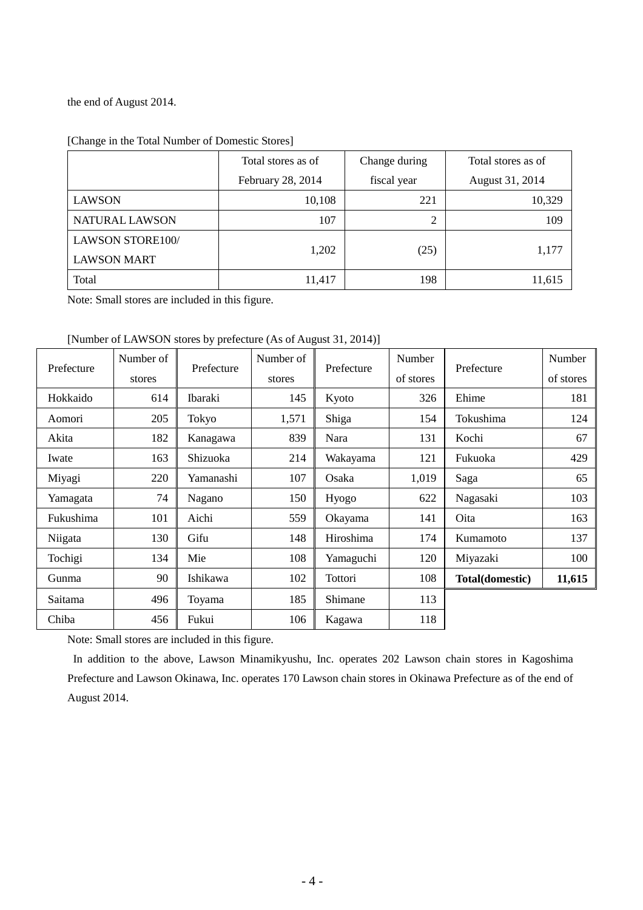the end of August 2014.

[Change in the Total Number of Domestic Stores]

| | Total stores as of February 28, 2014 | Change during fiscal year | Total stores as of August 31, 2014 |
|---|---|---|---|
| LAWSON | 10,108 | 221 | 10,329 |
| NATURAL LAWSON | 107 | 2 | 109 |
| LAWSON STORE100/ LAWSON MART | 1,202 | (25) | 1,177 |
| Total | 11,417 | 198 | 11,615 |

Note: Small stores are included in this figure.

[Number of LAWSON stores by prefecture (As of August 31, 2014)]

| Prefecture | Number of stores | Prefecture | Number of stores | Prefecture | Number of stores | Prefecture | Number of stores |
|---|---|---|---|---|---|---|---|
| Hokkaido | 614 | Ibaraki | 145 | Kyoto | 326 | Ehime | 181 |
| Aomori | 205 | Tokyo | 1,571 | Shiga | 154 | Tokushima | 124 |
| Akita | 182 | Kanagawa | 839 | Nara | 131 | Kochi | 67 |
| Iwate | 163 | Shizuoka | 214 | Wakayama | 121 | Fukuoka | 429 |
| Miyagi | 220 | Yamanashi | 107 | Osaka | 1,019 | Saga | 65 |
| Yamagata | 74 | Nagano | 150 | Hyogo | 622 | Nagasaki | 103 |
| Fukushima | 101 | Aichi | 559 | Okayama | 141 | Oita | 163 |
| Niigata | 130 | Gifu | 148 | Hiroshima | 174 | Kumamoto | 137 |
| Tochigi | 134 | Mie | 108 | Yamaguchi | 120 | Miyazaki | 100 |
| Gunma | 90 | Ishikawa | 102 | Tottori | 108 | **Total(domestic)** | **11,615** |
| Saitama | 496 | Toyama | 185 | Shimane | 113 | | |
| Chiba | 456 | Fukui | 106 | Kagawa | 118 | | |

Note: Small stores are included in this figure.

In addition to the above, Lawson Minamikyushu, Inc. operates 202 Lawson chain stores in Kagoshima Prefecture and Lawson Okinawa, Inc. operates 170 Lawson chain stores in Okinawa Prefecture as of the end of August 2014.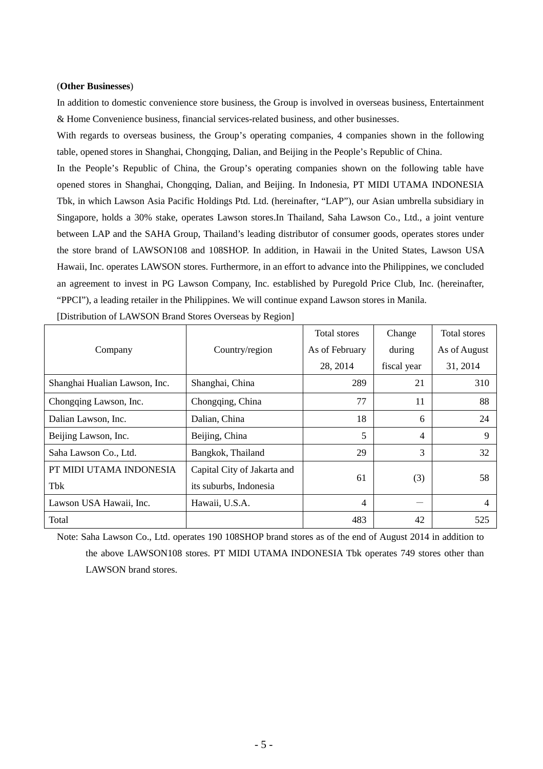(**Other Businesses**)

In addition to domestic convenience store business, the Group is involved in overseas business, Entertainment & Home Convenience business, financial services-related business, and other businesses.

With regards to overseas business, the Group's operating companies, 4 companies shown in the following table, opened stores in Shanghai, Chongqing, Dalian, and Beijing in the People's Republic of China.

In the People's Republic of China, the Group's operating companies shown on the following table have opened stores in Shanghai, Chongqing, Dalian, and Beijing. In Indonesia, PT MIDI UTAMA INDONESIA Tbk, in which Lawson Asia Pacific Holdings Ptd. Ltd. (hereinafter, "LAP"), our Asian umbrella subsidiary in Singapore, holds a 30% stake, operates Lawson stores.In Thailand, Saha Lawson Co., Ltd., a joint venture between LAP and the SAHA Group, Thailand's leading distributor of consumer goods, operates stores under the store brand of LAWSON108 and 108SHOP. In addition, in Hawaii in the United States, Lawson USA Hawaii, Inc. operates LAWSON stores. Furthermore, in an effort to advance into the Philippines, we concluded an agreement to invest in PG Lawson Company, Inc. established by Puregold Price Club, Inc. (hereinafter, "PPCI"), a leading retailer in the Philippines. We will continue expand Lawson stores in Manila.

[Distribution of LAWSON Brand Stores Overseas by Region]

| Company | Country/region | Total stores As of February 28, 2014 | Change during fiscal year | Total stores As of August 31, 2014 |
|---|---|---|---|---|
| Shanghai Hualian Lawson, Inc. | Shanghai, China | 289 | 21 | 310 |
| Chongqing Lawson, Inc. | Chongqing, China | 77 | 11 | 88 |
| Dalian Lawson, Inc. | Dalian, China | 18 | 6 | 24 |
| Beijing Lawson, Inc. | Beijing, China | 5 | 4 | 9 |
| Saha Lawson Co., Ltd. | Bangkok, Thailand | 29 | 3 | 32 |
| PT MIDI UTAMA INDONESIA Tbk | Capital City of Jakarta and its suburbs, Indonesia | 61 | (3) | 58 |
| Lawson USA Hawaii, Inc. | Hawaii, U.S.A. | 4 | ― | 4 |
| Total | | 483 | 42 | 525 |

Note: Saha Lawson Co., Ltd. operates 190 108SHOP brand stores as of the end of August 2014 in addition to the above LAWSON108 stores. PT MIDI UTAMA INDONESIA Tbk operates 749 stores other than LAWSON brand stores.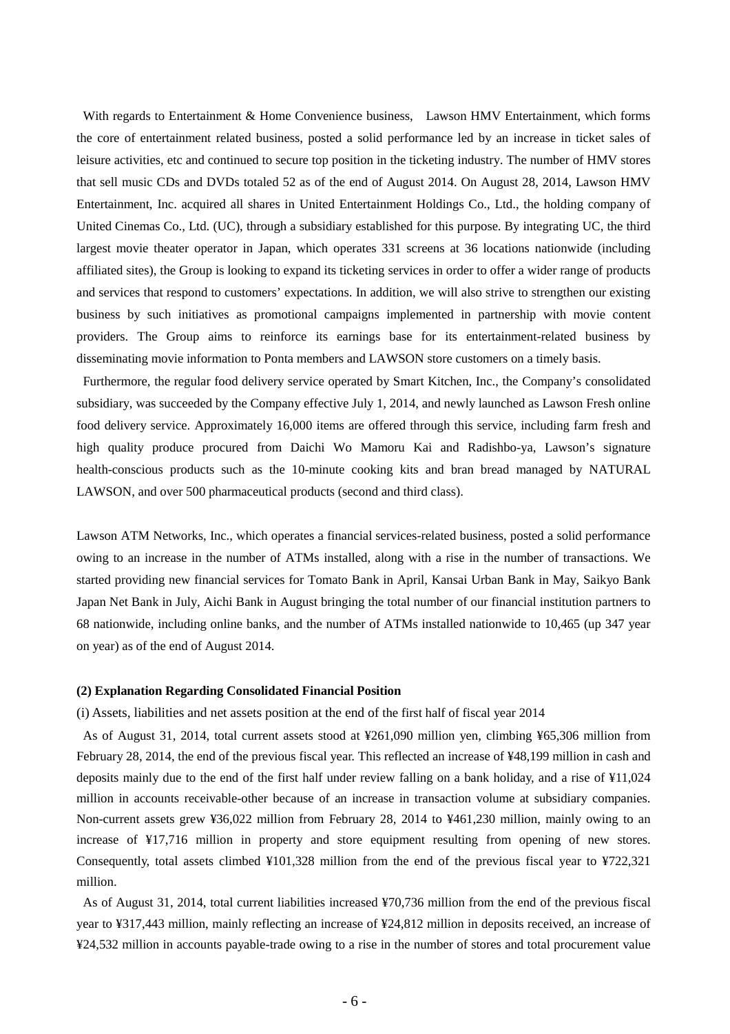With regards to Entertainment & Home Convenience business, Lawson HMV Entertainment, which forms the core of entertainment related business, posted a solid performance led by an increase in ticket sales of leisure activities, etc and continued to secure top position in the ticketing industry. The number of HMV stores that sell music CDs and DVDs totaled 52 as of the end of August 2014. On August 28, 2014, Lawson HMV Entertainment, Inc. acquired all shares in United Entertainment Holdings Co., Ltd., the holding company of United Cinemas Co., Ltd. (UC), through a subsidiary established for this purpose. By integrating UC, the third largest movie theater operator in Japan, which operates 331 screens at 36 locations nationwide (including affiliated sites), the Group is looking to expand its ticketing services in order to offer a wider range of products and services that respond to customers' expectations. In addition, we will also strive to strengthen our existing business by such initiatives as promotional campaigns implemented in partnership with movie content providers. The Group aims to reinforce its earnings base for its entertainment-related business by disseminating movie information to Ponta members and LAWSON store customers on a timely basis.

Furthermore, the regular food delivery service operated by Smart Kitchen, Inc., the Company's consolidated subsidiary, was succeeded by the Company effective July 1, 2014, and newly launched as Lawson Fresh online food delivery service. Approximately 16,000 items are offered through this service, including farm fresh and high quality produce procured from Daichi Wo Mamoru Kai and Radishbo-ya, Lawson's signature health-conscious products such as the 10-minute cooking kits and bran bread managed by NATURAL LAWSON, and over 500 pharmaceutical products (second and third class).

Lawson ATM Networks, Inc., which operates a financial services-related business, posted a solid performance owing to an increase in the number of ATMs installed, along with a rise in the number of transactions. We started providing new financial services for Tomato Bank in April, Kansai Urban Bank in May, Saikyo Bank Japan Net Bank in July, Aichi Bank in August bringing the total number of our financial institution partners to 68 nationwide, including online banks, and the number of ATMs installed nationwide to 10,465 (up 347 year on year) as of the end of August 2014.

**(2) Explanation Regarding Consolidated Financial Position**

(i) Assets, liabilities and net assets position at the end of the first half of fiscal year 2014

As of August 31, 2014, total current assets stood at ¥261,090 million yen, climbing ¥65,306 million from February 28, 2014, the end of the previous fiscal year. This reflected an increase of ¥48,199 million in cash and deposits mainly due to the end of the first half under review falling on a bank holiday, and a rise of ¥11,024 million in accounts receivable-other because of an increase in transaction volume at subsidiary companies. Non-current assets grew ¥36,022 million from February 28, 2014 to ¥461,230 million, mainly owing to an increase of ¥17,716 million in property and store equipment resulting from opening of new stores. Consequently, total assets climbed ¥101,328 million from the end of the previous fiscal year to ¥722,321 million.

As of August 31, 2014, total current liabilities increased ¥70,736 million from the end of the previous fiscal year to ¥317,443 million, mainly reflecting an increase of ¥24,812 million in deposits received, an increase of ¥24,532 million in accounts payable-trade owing to a rise in the number of stores and total procurement value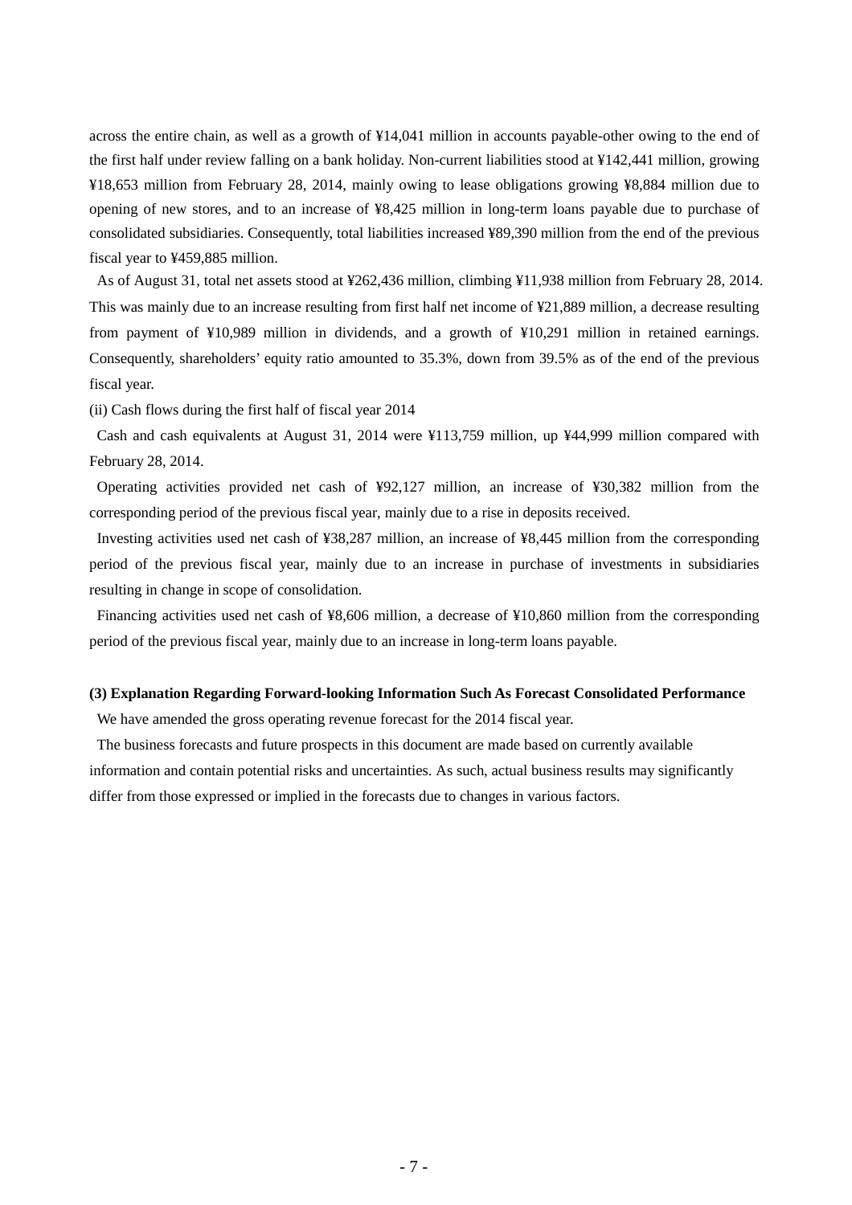across the entire chain, as well as a growth of ¥14,041 million in accounts payable-other owing to the end of the first half under review falling on a bank holiday. Non-current liabilities stood at ¥142,441 million, growing ¥18,653 million from February 28, 2014, mainly owing to lease obligations growing ¥8,884 million due to opening of new stores, and to an increase of ¥8,425 million in long-term loans payable due to purchase of consolidated subsidiaries. Consequently, total liabilities increased ¥89,390 million from the end of the previous fiscal year to ¥459,885 million.

As of August 31, total net assets stood at ¥262,436 million, climbing ¥11,938 million from February 28, 2014. This was mainly due to an increase resulting from first half net income of ¥21,889 million, a decrease resulting from payment of ¥10,989 million in dividends, and a growth of ¥10,291 million in retained earnings. Consequently, shareholders' equity ratio amounted to 35.3%, down from 39.5% as of the end of the previous fiscal year.

(ii) Cash flows during the first half of fiscal year 2014

Cash and cash equivalents at August 31, 2014 were ¥113,759 million, up ¥44,999 million compared with February 28, 2014.

Operating activities provided net cash of ¥92,127 million, an increase of ¥30,382 million from the corresponding period of the previous fiscal year, mainly due to a rise in deposits received.

Investing activities used net cash of ¥38,287 million, an increase of ¥8,445 million from the corresponding period of the previous fiscal year, mainly due to an increase in purchase of investments in subsidiaries resulting in change in scope of consolidation.

Financing activities used net cash of ¥8,606 million, a decrease of ¥10,860 million from the corresponding period of the previous fiscal year, mainly due to an increase in long-term loans payable.

**(3) Explanation Regarding Forward-looking Information Such As Forecast Consolidated Performance**

We have amended the gross operating revenue forecast for the 2014 fiscal year.

The business forecasts and future prospects in this document are made based on currently available information and contain potential risks and uncertainties. As such, actual business results may significantly differ from those expressed or implied in the forecasts due to changes in various factors.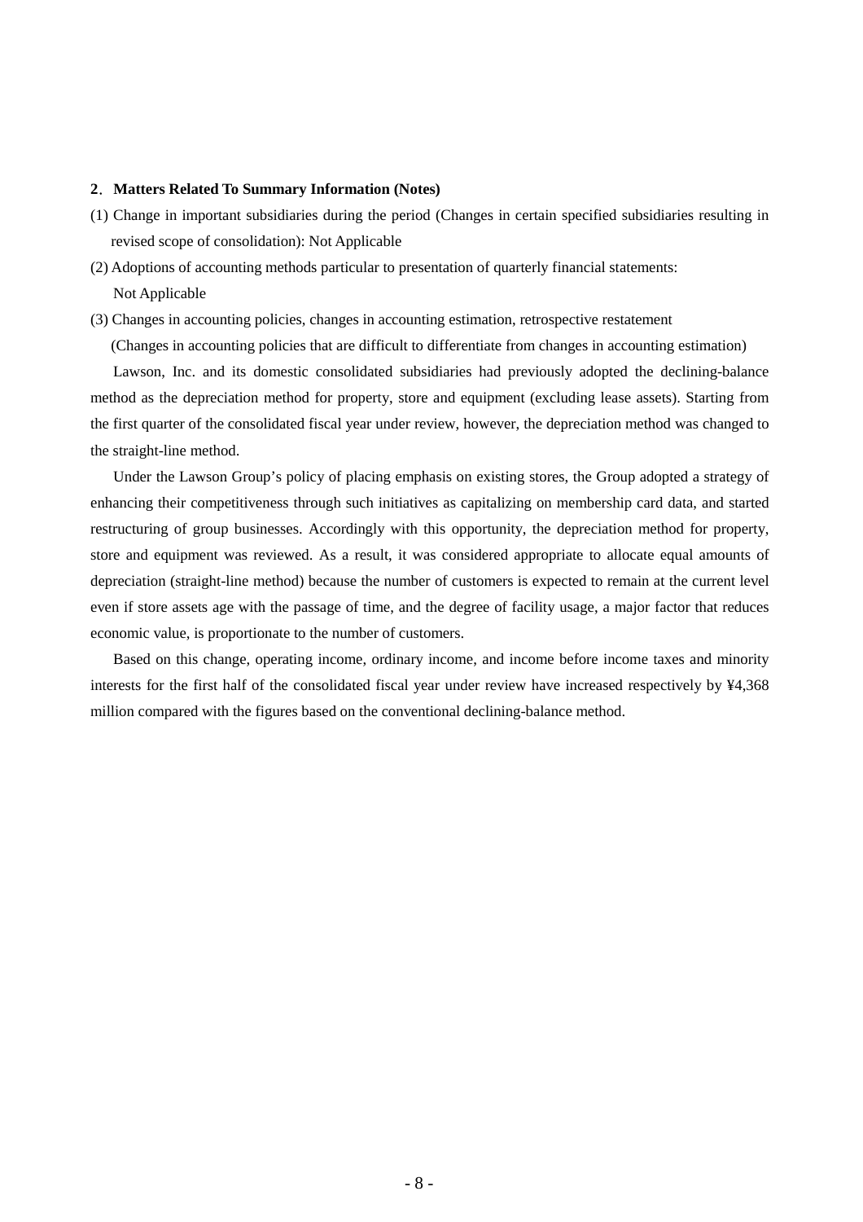## 2．Matters Related To Summary Information (Notes)

(1) Change in important subsidiaries during the period (Changes in certain specified subsidiaries resulting in revised scope of consolidation): Not Applicable

(2) Adoptions of accounting methods particular to presentation of quarterly financial statements:
Not Applicable

(3) Changes in accounting policies, changes in accounting estimation, retrospective restatement

(Changes in accounting policies that are difficult to differentiate from changes in accounting estimation)

Lawson, Inc. and its domestic consolidated subsidiaries had previously adopted the declining-balance method as the depreciation method for property, store and equipment (excluding lease assets). Starting from the first quarter of the consolidated fiscal year under review, however, the depreciation method was changed to the straight-line method.

Under the Lawson Group's policy of placing emphasis on existing stores, the Group adopted a strategy of enhancing their competitiveness through such initiatives as capitalizing on membership card data, and started restructuring of group businesses. Accordingly with this opportunity, the depreciation method for property, store and equipment was reviewed. As a result, it was considered appropriate to allocate equal amounts of depreciation (straight-line method) because the number of customers is expected to remain at the current level even if store assets age with the passage of time, and the degree of facility usage, a major factor that reduces economic value, is proportionate to the number of customers.

Based on this change, operating income, ordinary income, and income before income taxes and minority interests for the first half of the consolidated fiscal year under review have increased respectively by ¥4,368 million compared with the figures based on the conventional declining-balance method.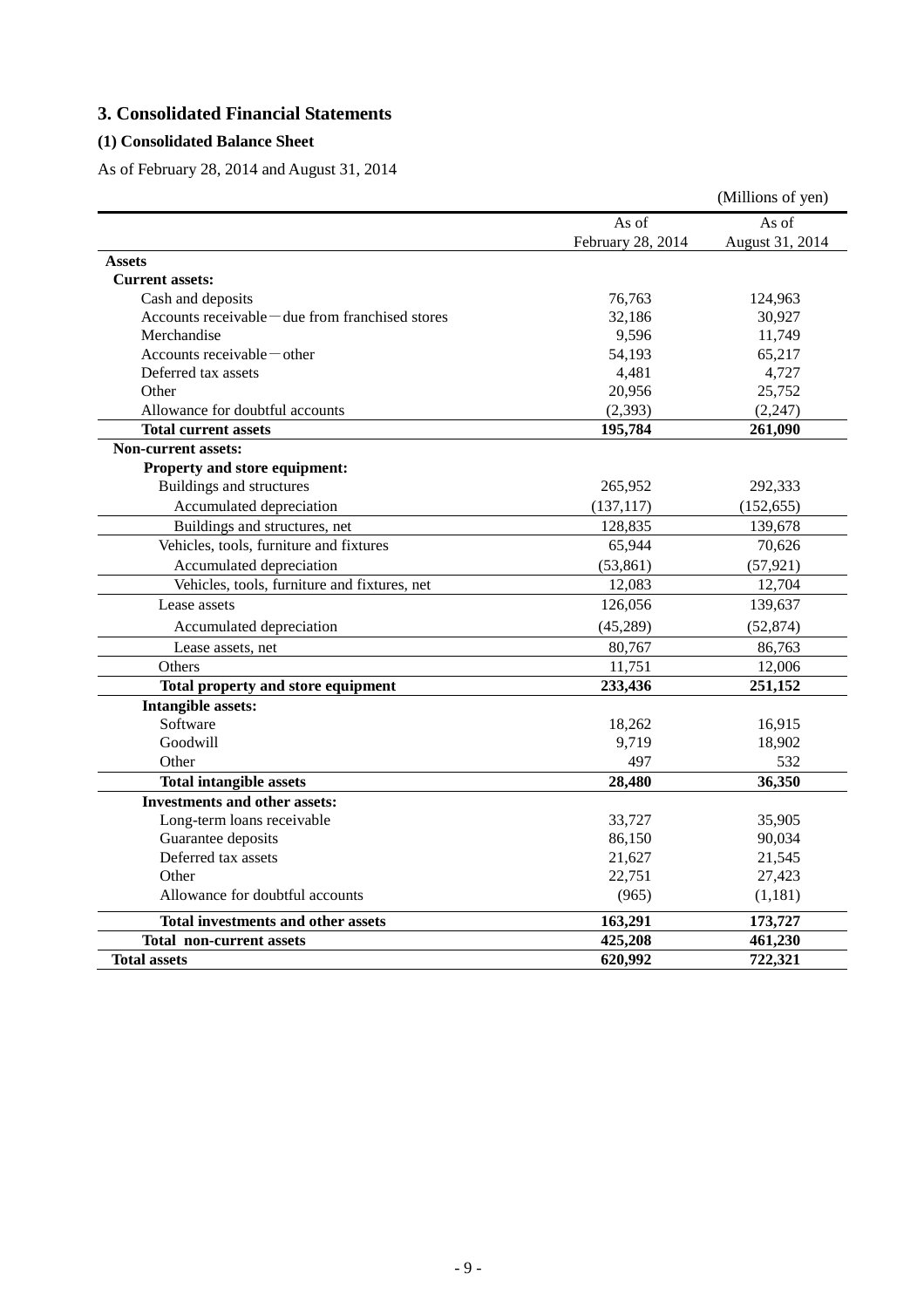## 3. Consolidated Financial Statements

### (1) Consolidated Balance Sheet

As of February 28, 2014 and August 31, 2014

(Millions of yen)

| | As of February 28, 2014 | As of August 31, 2014 |
|---|---|---|
| **Assets** | | |
| **Current assets:** | | |
| Cash and deposits | 76,763 | 124,963 |
| Accounts receivable－due from franchised stores | 32,186 | 30,927 |
| Merchandise | 9,596 | 11,749 |
| Accounts receivable－other | 54,193 | 65,217 |
| Deferred tax assets | 4,481 | 4,727 |
| Other | 20,956 | 25,752 |
| Allowance for doubtful accounts | (2,393) | (2,247) |
| **Total current assets** | **195,784** | **261,090** |
| **Non-current assets:** | | |
| **Property and store equipment:** | | |
| Buildings and structures | 265,952 | 292,333 |
| Accumulated depreciation | (137,117) | (152,655) |
| Buildings and structures, net | 128,835 | 139,678 |
| Vehicles, tools, furniture and fixtures | 65,944 | 70,626 |
| Accumulated depreciation | (53,861) | (57,921) |
| Vehicles, tools, furniture and fixtures, net | 12,083 | 12,704 |
| Lease assets | 126,056 | 139,637 |
| Accumulated depreciation | (45,289) | (52,874) |
| Lease assets, net | 80,767 | 86,763 |
| Others | 11,751 | 12,006 |
| **Total property and store equipment** | **233,436** | **251,152** |
| **Intangible assets:** | | |
| Software | 18,262 | 16,915 |
| Goodwill | 9,719 | 18,902 |
| Other | 497 | 532 |
| **Total intangible assets** | **28,480** | **36,350** |
| **Investments and other assets:** | | |
| Long-term loans receivable | 33,727 | 35,905 |
| Guarantee deposits | 86,150 | 90,034 |
| Deferred tax assets | 21,627 | 21,545 |
| Other | 22,751 | 27,423 |
| Allowance for doubtful accounts | (965) | (1,181) |
| **Total investments and other assets** | **163,291** | **173,727** |
| **Total non-current assets** | **425,208** | **461,230** |
| **Total assets** | **620,992** | **722,321** |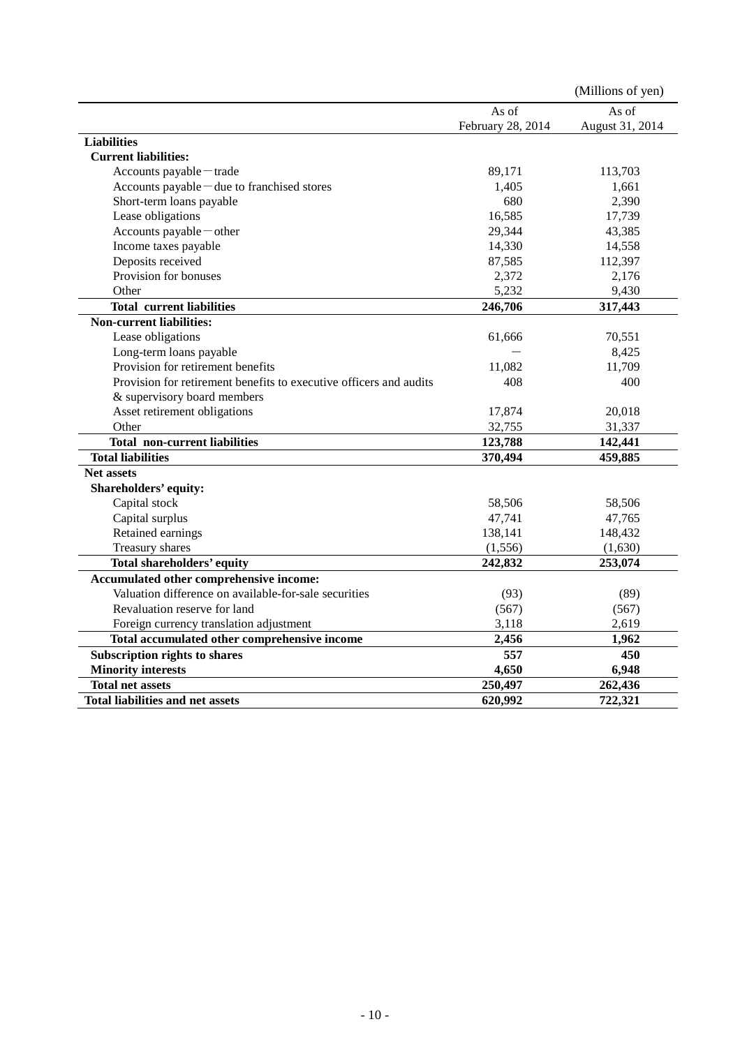(Millions of yen)

| | As of February 28, 2014 | As of August 31, 2014 |
|---|---|---|
| **Liabilities** | | |
| **Current liabilities:** | | |
| Accounts payable－trade | 89,171 | 113,703 |
| Accounts payable－due to franchised stores | 1,405 | 1,661 |
| Short-term loans payable | 680 | 2,390 |
| Lease obligations | 16,585 | 17,739 |
| Accounts payable－other | 29,344 | 43,385 |
| Income taxes payable | 14,330 | 14,558 |
| Deposits received | 87,585 | 112,397 |
| Provision for bonuses | 2,372 | 2,176 |
| Other | 5,232 | 9,430 |
| **Total current liabilities** | **246,706** | **317,443** |
| **Non-current liabilities:** | | |
| Lease obligations | 61,666 | 70,551 |
| Long-term loans payable | ― | 8,425 |
| Provision for retirement benefits | 11,082 | 11,709 |
| Provision for retirement benefits to executive officers and audits & supervisory board members | 408 | 400 |
| Asset retirement obligations | 17,874 | 20,018 |
| Other | 32,755 | 31,337 |
| **Total non-current liabilities** | **123,788** | **142,441** |
| **Total liabilities** | **370,494** | **459,885** |
| **Net assets** | | |
| **Shareholders' equity:** | | |
| Capital stock | 58,506 | 58,506 |
| Capital surplus | 47,741 | 47,765 |
| Retained earnings | 138,141 | 148,432 |
| Treasury shares | (1,556) | (1,630) |
| **Total shareholders' equity** | **242,832** | **253,074** |
| **Accumulated other comprehensive income:** | | |
| Valuation difference on available-for-sale securities | (93) | (89) |
| Revaluation reserve for land | (567) | (567) |
| Foreign currency translation adjustment | 3,118 | 2,619 |
| **Total accumulated other comprehensive income** | **2,456** | **1,962** |
| **Subscription rights to shares** | **557** | **450** |
| **Minority interests** | **4,650** | **6,948** |
| **Total net assets** | **250,497** | **262,436** |
| **Total liabilities and net assets** | **620,992** | **722,321** |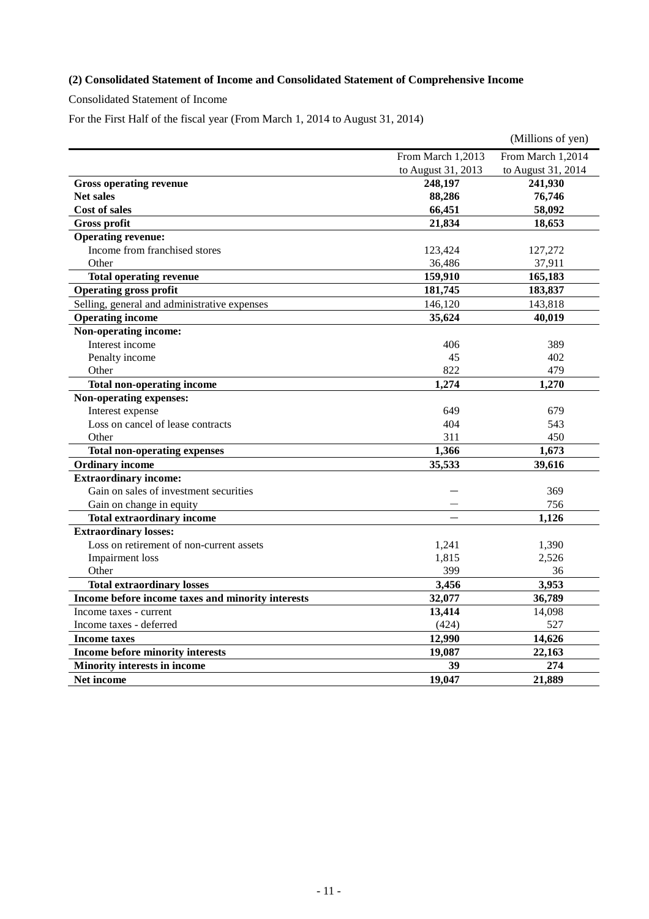### (2) Consolidated Statement of Income and Consolidated Statement of Comprehensive Income

Consolidated Statement of Income

For the First Half of the fiscal year (From March 1, 2014 to August 31, 2014)

(Millions of yen)

| | From March 1,2013 to August 31, 2013 | From March 1,2014 to August 31, 2014 |
|---|---|---|
| **Gross operating revenue** | **248,197** | **241,930** |
| **Net sales** | **88,286** | **76,746** |
| **Cost of sales** | **66,451** | **58,092** |
| **Gross profit** | **21,834** | **18,653** |
| **Operating revenue:** | | |
| Income from franchised stores | 123,424 | 127,272 |
| Other | 36,486 | 37,911 |
| **Total operating revenue** | **159,910** | **165,183** |
| **Operating gross profit** | **181,745** | **183,837** |
| Selling, general and administrative expenses | 146,120 | 143,818 |
| **Operating income** | **35,624** | **40,019** |
| **Non-operating income:** | | |
| Interest income | 406 | 389 |
| Penalty income | 45 | 402 |
| Other | 822 | 479 |
| **Total non-operating income** | **1,274** | **1,270** |
| **Non-operating expenses:** | | |
| Interest expense | 649 | 679 |
| Loss on cancel of lease contracts | 404 | 543 |
| Other | 311 | 450 |
| **Total non-operating expenses** | **1,366** | **1,673** |
| **Ordinary income** | **35,533** | **39,616** |
| **Extraordinary income:** | | |
| Gain on sales of investment securities | ― | 369 |
| Gain on change in equity | ― | 756 |
| **Total extraordinary income** | ― | **1,126** |
| **Extraordinary losses:** | | |
| Loss on retirement of non-current assets | 1,241 | 1,390 |
| Impairment loss | 1,815 | 2,526 |
| Other | 399 | 36 |
| **Total extraordinary losses** | **3,456** | **3,953** |
| **Income before income taxes and minority interests** | **32,077** | **36,789** |
| Income taxes - current | **13,414** | 14,098 |
| Income taxes - deferred | (424) | 527 |
| **Income taxes** | **12,990** | **14,626** |
| **Income before minority interests** | **19,087** | **22,163** |
| **Minority interests in income** | **39** | **274** |
| **Net income** | **19,047** | **21,889** |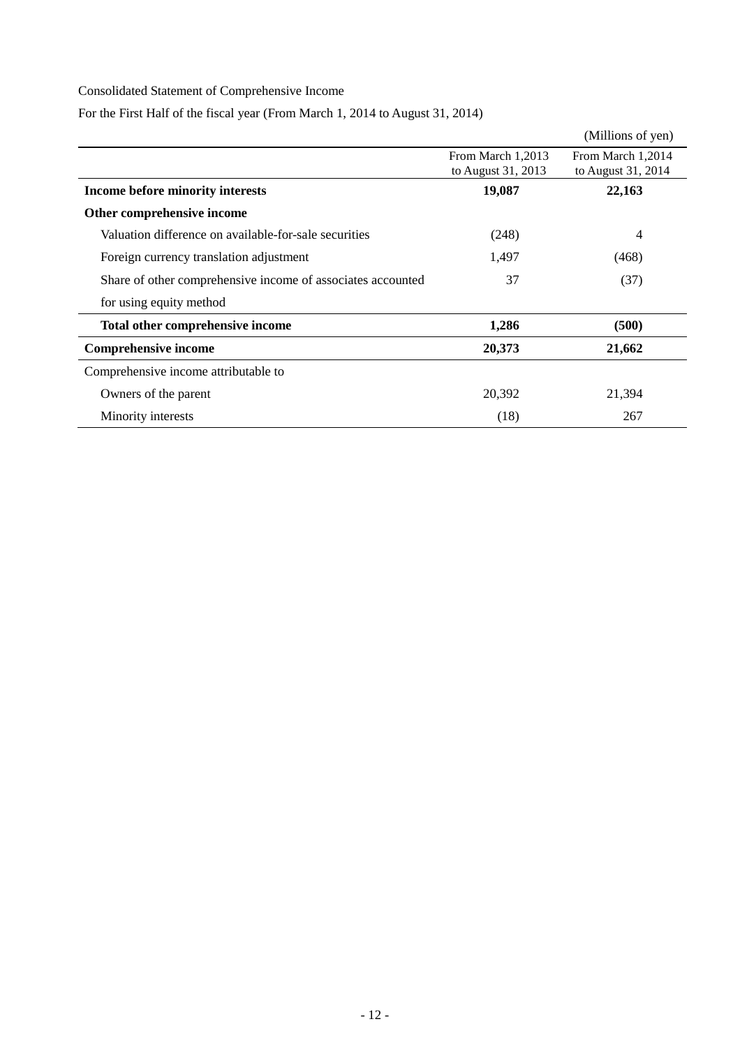Consolidated Statement of Comprehensive Income

For the First Half of the fiscal year (From March 1, 2014 to August 31, 2014)

(Millions of yen)

| | From March 1,2013 to August 31, 2013 | From March 1,2014 to August 31, 2014 |
|---|---|---|
| **Income before minority interests** | **19,087** | **22,163** |
| **Other comprehensive income** | | |
| Valuation difference on available-for-sale securities | (248) | 4 |
| Foreign currency translation adjustment | 1,497 | (468) |
| Share of other comprehensive income of associates accounted for using equity method | 37 | (37) |
| **Total other comprehensive income** | **1,286** | **(500)** |
| **Comprehensive income** | **20,373** | **21,662** |
| Comprehensive income attributable to | | |
| Owners of the parent | 20,392 | 21,394 |
| Minority interests | (18) | 267 |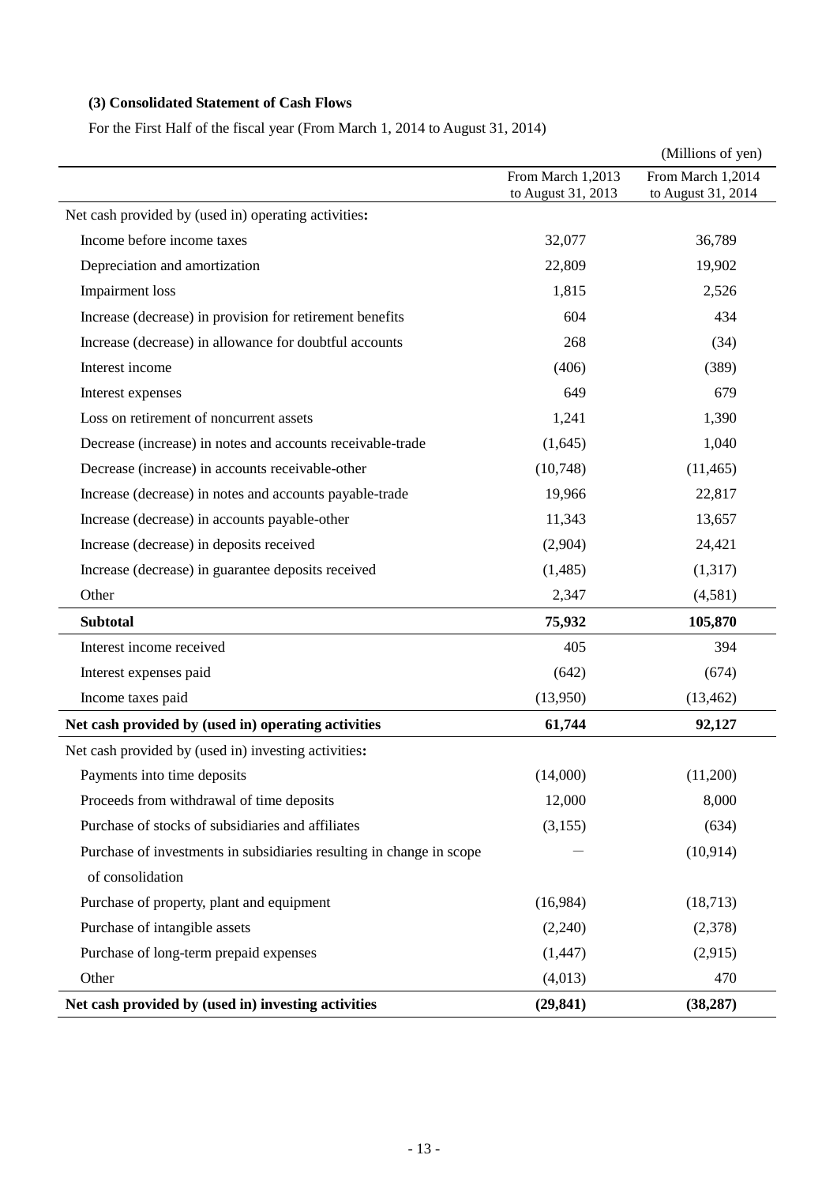### (3) Consolidated Statement of Cash Flows

For the First Half of the fiscal year (From March 1, 2014 to August 31, 2014)

(Millions of yen)

| | From March 1,2013 to August 31, 2013 | From March 1,2014 to August 31, 2014 |
|---|---|---|
| Net cash provided by (used in) operating activities: | | |
| Income before income taxes | 32,077 | 36,789 |
| Depreciation and amortization | 22,809 | 19,902 |
| Impairment loss | 1,815 | 2,526 |
| Increase (decrease) in provision for retirement benefits | 604 | 434 |
| Increase (decrease) in allowance for doubtful accounts | 268 | (34) |
| Interest income | (406) | (389) |
| Interest expenses | 649 | 679 |
| Loss on retirement of noncurrent assets | 1,241 | 1,390 |
| Decrease (increase) in notes and accounts receivable-trade | (1,645) | 1,040 |
| Decrease (increase) in accounts receivable-other | (10,748) | (11,465) |
| Increase (decrease) in notes and accounts payable-trade | 19,966 | 22,817 |
| Increase (decrease) in accounts payable-other | 11,343 | 13,657 |
| Increase (decrease) in deposits received | (2,904) | 24,421 |
| Increase (decrease) in guarantee deposits received | (1,485) | (1,317) |
| Other | 2,347 | (4,581) |
| **Subtotal** | **75,932** | **105,870** |
| Interest income received | 405 | 394 |
| Interest expenses paid | (642) | (674) |
| Income taxes paid | (13,950) | (13,462) |
| **Net cash provided by (used in) operating activities** | **61,744** | **92,127** |
| Net cash provided by (used in) investing activities: | | |
| Payments into time deposits | (14,000) | (11,200) |
| Proceeds from withdrawal of time deposits | 12,000 | 8,000 |
| Purchase of stocks of subsidiaries and affiliates | (3,155) | (634) |
| Purchase of investments in subsidiaries resulting in change in scope of consolidation | — | (10,914) |
| Purchase of property, plant and equipment | (16,984) | (18,713) |
| Purchase of intangible assets | (2,240) | (2,378) |
| Purchase of long-term prepaid expenses | (1,447) | (2,915) |
| Other | (4,013) | 470 |
| **Net cash provided by (used in) investing activities** | **(29,841)** | **(38,287)** |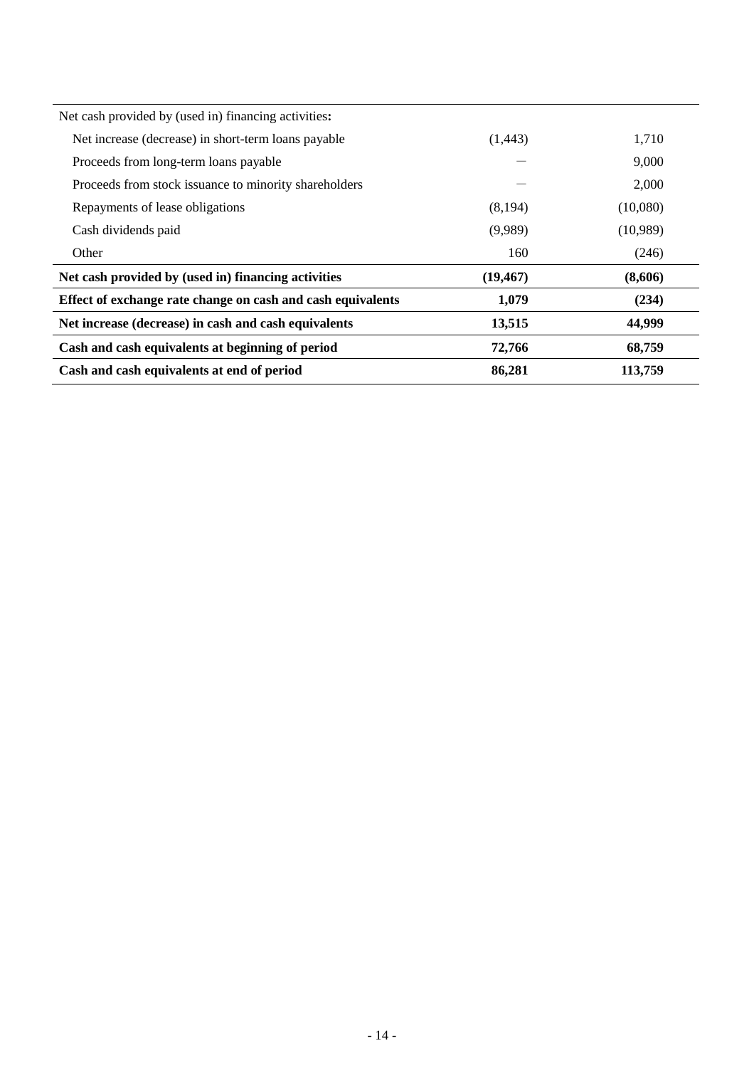| | | |
|---|---|---|
| Net cash provided by (used in) financing activities**:** | | |
| Net increase (decrease) in short-term loans payable | (1,443) | 1,710 |
| Proceeds from long-term loans payable | ― | 9,000 |
| Proceeds from stock issuance to minority shareholders | ― | 2,000 |
| Repayments of lease obligations | (8,194) | (10,080) |
| Cash dividends paid | (9,989) | (10,989) |
| Other | 160 | (246) |
| **Net cash provided by (used in) financing activities** | **(19,467)** | **(8,606)** |
| **Effect of exchange rate change on cash and cash equivalents** | **1,079** | **(234)** |
| **Net increase (decrease) in cash and cash equivalents** | **13,515** | **44,999** |
| **Cash and cash equivalents at beginning of period** | **72,766** | **68,759** |
| **Cash and cash equivalents at end of period** | **86,281** | **113,759** |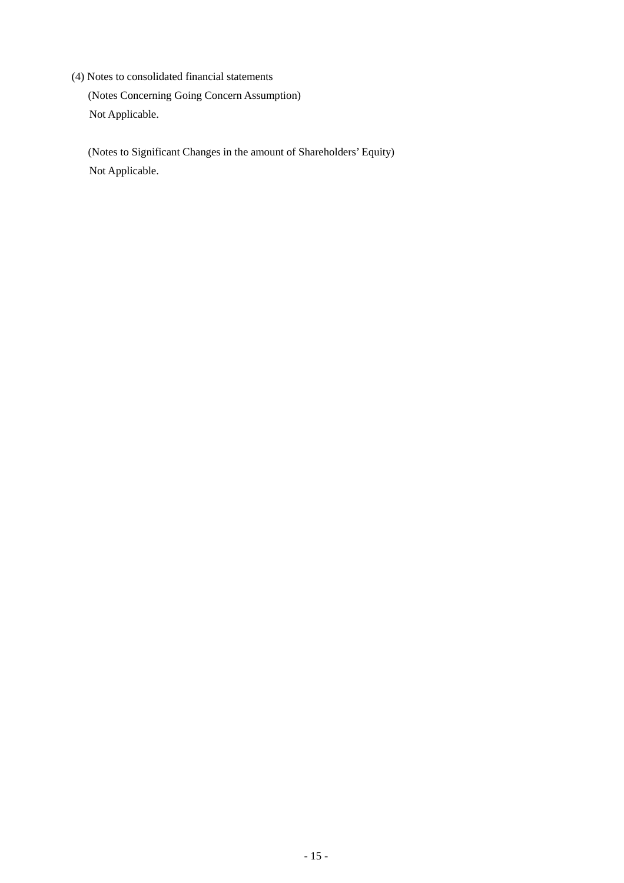### (4) Notes to consolidated financial statements

(Notes Concerning Going Concern Assumption)

Not Applicable.

(Notes to Significant Changes in the amount of Shareholders' Equity)

Not Applicable.